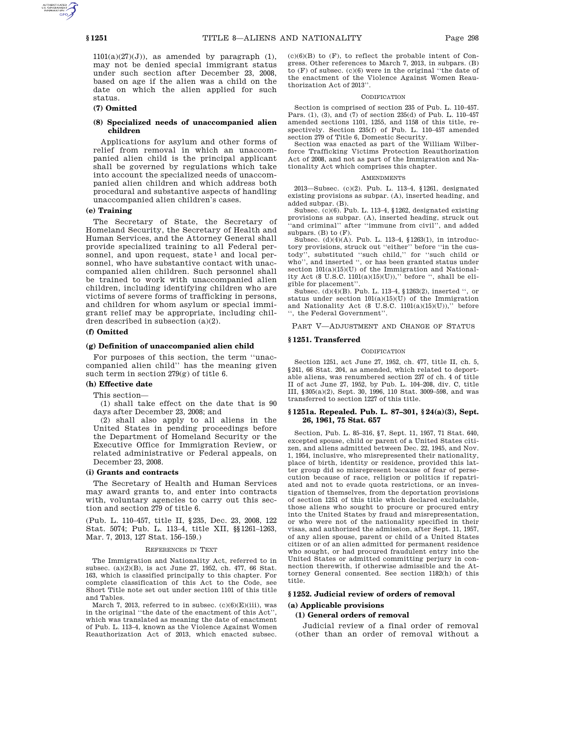1101(a)(27)(J)), as amended by paragraph (1), may not be denied special immigrant status under such section after December 23, 2008, based on age if the alien was a child on the date on which the alien applied for such status.

**(7) Omitted**

**(8) Specialized needs of unaccompanied alien children**

Applications for asylum and other forms of relief from removal in which an unaccompanied alien child is the principal applicant shall be governed by regulations which take into account the specialized needs of unaccompanied alien children and which address both procedural and substantive aspects of handling unaccompanied alien children's cases.

**(e) Training**

The Secretary of State, the Secretary of Homeland Security, the Secretary of Health and Human Services, and the Attorney General shall provide specialized training to all Federal personnel, and upon request, state[1] and local personnel, who have substantive contact with unaccompanied alien children. Such personnel shall be trained to work with unaccompanied alien children, including identifying children who are victims of severe forms of trafficking in persons, and children for whom asylum or special immigrant relief may be appropriate, including children described in subsection (a)(2).

**(f) Omitted**

**(g) Definition of unaccompanied alien child**

For purposes of this section, the term ''unaccompanied alien child'' has the meaning given such term in section 279(g) of title 6.

**(h) Effective date**

This section—

(1) shall take effect on the date that is 90 days after December 23, 2008; and

(2) shall also apply to all aliens in the United States in pending proceedings before the Department of Homeland Security or the Executive Office for Immigration Review, or related administrative or Federal appeals, on December 23, 2008.

**(i) Grants and contracts**

The Secretary of Health and Human Services may award grants to, and enter into contracts with, voluntary agencies to carry out this section and section 279 of title 6.

(Pub. L. 110–457, title II, §235, Dec. 23, 2008, 122 Stat. 5074; Pub. L. 113–4, title XII, §§1261–1263, Mar. 7, 2013, 127 Stat. 156–159.)

REFERENCES IN TEXT

The Immigration and Nationality Act, referred to in subsec. (a)(2)(B), is act June 27, 1952, ch. 477, 66 Stat. 163, which is classified principally to this chapter. For complete classification of this Act to the Code, see Short Title note set out under section 1101 of this title and Tables.

March 7, 2013, referred to in subsec. (c)(6)(E)(iii), was in the original ''the date of the enactment of this Act'', which was translated as meaning the date of enactment of Pub. L. 113–4, known as the Violence Against Women Reauthorization Act of 2013, which enacted subsec. (c)(6)(B) to (F), to reflect the probable intent of Congress. Other references to March 7, 2013, in subpars. (B) to (F) of subsec. (c)(6) were in the original ''the date of the enactment of the Violence Against Women Reauthorization Act of 2013''.

CODIFICATION

Section is comprised of section 235 of Pub. L. 110–457. Pars. (1), (3), and (7) of section 235(d) of Pub. L. 110–457 amended sections 1101, 1255, and 1158 of this title, respectively. Section 235(f) of Pub. L. 110–457 amended section 279 of Title 6, Domestic Security.

Section was enacted as part of the William Wilberforce Trafficking Victims Protection Reauthorization Act of 2008, and not as part of the Immigration and Nationality Act which comprises this chapter.

AMENDMENTS

2013—Subsec. (c)(2). Pub. L. 113–4, §1261, designated existing provisions as subpar. (A), inserted heading, and added subpar. (B).

Subsec. (c)(6). Pub. L. 113–4, §1262, designated existing provisions as subpar. (A), inserted heading, struck out ''and criminal'' after ''immune from civil'', and added subpars. (B) to (F).

Subsec. (d)(4)(A). Pub. L. 113–4, §1263(1), in introductory provisions, struck out ''either'' before ''in the custody'', substituted ''such child,'' for ''such child or who'', and inserted '', or has been granted status under section 101(a)(15)(U) of the Immigration and Nationality Act (8 U.S.C. 1101(a)(15)(U)),'' before '', shall be eligible for placement''.

Subsec. (d)(4)(B). Pub. L. 113–4, §1263(2), inserted '', or status under section 101(a)(15)(U) of the Immigration and Nationality Act (8 U.S.C. 1101(a)(15)(U)),'' before '', the Federal Government''.

## PART V—ADJUSTMENT AND CHANGE OF STATUS

### §1251. Transferred

CODIFICATION

Section 1251, act June 27, 1952, ch. 477, title II, ch. 5, §241, 66 Stat. 204, as amended, which related to deportable aliens, was renumbered section 237 of ch. 4 of title II of act June 27, 1952, by Pub. L. 104–208, div. C, title III, §305(a)(2), Sept. 30, 1996, 110 Stat. 3009–598, and was transferred to section 1227 of this title.

### §1251a. Repealed. Pub. L. 87–301, §24(a)(3), Sept. 26, 1961, 75 Stat. 657

Section, Pub. L. 85–316, §7, Sept. 11, 1957, 71 Stat. 640, excepted spouse, child or parent of a United States citizen, and aliens admitted between Dec. 22, 1945, and Nov. 1, 1954, inclusive, who misrepresented their nationality, place of birth, identity or residence, provided this latter group did so misrepresent because of fear of persecution because of race, religion or politics if repatriated and not to evade quota restrictions, or an investigation of themselves, from the deportation provisions of section 1251 of this title which declared excludable, those aliens who sought to procure or procured entry into the United States by fraud and misrepresentation, or who were not of the nationality specified in their visas, and authorized the admission, after Sept. 11, 1957, of any alien spouse, parent or child of a United States citizen or of an alien admitted for permanent residence who sought, or had procured fraudulent entry into the United States or admitted committing perjury in connection therewith, if otherwise admissible and the Attorney General consented. See section 1182(h) of this title.

### §1252. Judicial review of orders of removal

**(a) Applicable provisions**

**(1) General orders of removal**

Judicial review of a final order of removal (other than an order of removal without a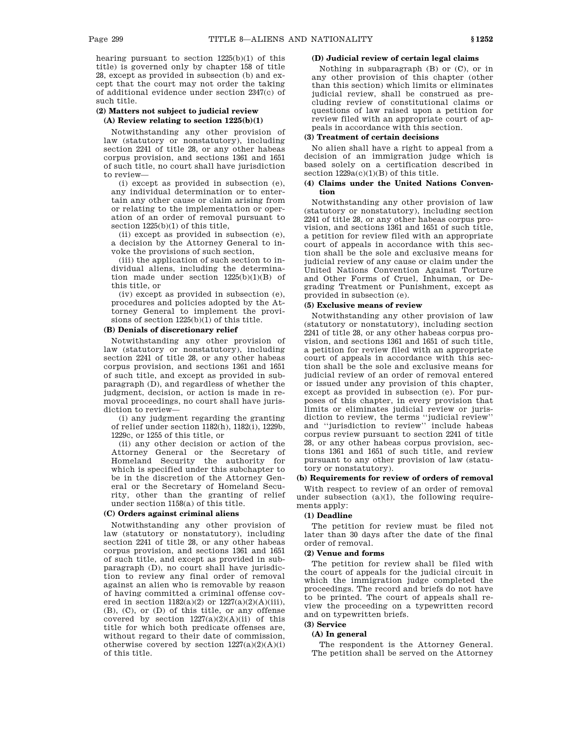hearing pursuant to section 1225(b)(1) of this title) is governed only by chapter 158 of title 28, except as provided in subsection (b) and except that the court may not order the taking of additional evidence under section 2347(c) of such title.

**(2) Matters not subject to judicial review**

**(A) Review relating to section 1225(b)(1)**

Notwithstanding any other provision of law (statutory or nonstatutory), including section 2241 of title 28, or any other habeas corpus provision, and sections 1361 and 1651 of such title, no court shall have jurisdiction to review—

(i) except as provided in subsection (e), any individual determination or to entertain any other cause or claim arising from or relating to the implementation or operation of an order of removal pursuant to section 1225(b)(1) of this title,

(ii) except as provided in subsection (e), a decision by the Attorney General to invoke the provisions of such section,

(iii) the application of such section to individual aliens, including the determination made under section 1225(b)(1)(B) of this title, or

(iv) except as provided in subsection (e), procedures and policies adopted by the Attorney General to implement the provisions of section 1225(b)(1) of this title.

**(B) Denials of discretionary relief**

Notwithstanding any other provision of law (statutory or nonstatutory), including section 2241 of title 28, or any other habeas corpus provision, and sections 1361 and 1651 of such title, and except as provided in subparagraph (D), and regardless of whether the judgment, decision, or action is made in removal proceedings, no court shall have jurisdiction to review—

(i) any judgment regarding the granting of relief under section 1182(h), 1182(i), 1229b, 1229c, or 1255 of this title, or

(ii) any other decision or action of the Attorney General or the Secretary of Homeland Security the authority for which is specified under this subchapter to be in the discretion of the Attorney General or the Secretary of Homeland Security, other than the granting of relief under section 1158(a) of this title.

**(C) Orders against criminal aliens**

Notwithstanding any other provision of law (statutory or nonstatutory), including section 2241 of title 28, or any other habeas corpus provision, and sections 1361 and 1651 of such title, and except as provided in subparagraph (D), no court shall have jurisdiction to review any final order of removal against an alien who is removable by reason of having committed a criminal offense covered in section 1182(a)(2) or 1227(a)(2)(A)(iii), (B), (C), or (D) of this title, or any offense covered by section 1227(a)(2)(A)(ii) of this title for which both predicate offenses are, without regard to their date of commission, otherwise covered by section 1227(a)(2)(A)(i) of this title.

**(D) Judicial review of certain legal claims**

Nothing in subparagraph (B) or (C), or in any other provision of this chapter (other than this section) which limits or eliminates judicial review, shall be construed as precluding review of constitutional claims or questions of law raised upon a petition for review filed with an appropriate court of appeals in accordance with this section.

**(3) Treatment of certain decisions**

No alien shall have a right to appeal from a decision of an immigration judge which is based solely on a certification described in section 1229a(c)(1)(B) of this title.

**(4) Claims under the United Nations Convention**

Notwithstanding any other provision of law (statutory or nonstatutory), including section 2241 of title 28, or any other habeas corpus provision, and sections 1361 and 1651 of such title, a petition for review filed with an appropriate court of appeals in accordance with this section shall be the sole and exclusive means for judicial review of any cause or claim under the United Nations Convention Against Torture and Other Forms of Cruel, Inhuman, or Degrading Treatment or Punishment, except as provided in subsection (e).

**(5) Exclusive means of review**

Notwithstanding any other provision of law (statutory or nonstatutory), including section 2241 of title 28, or any other habeas corpus provision, and sections 1361 and 1651 of such title, a petition for review filed with an appropriate court of appeals in accordance with this section shall be the sole and exclusive means for judicial review of an order of removal entered or issued under any provision of this chapter, except as provided in subsection (e). For purposes of this chapter, in every provision that limits or eliminates judicial review or jurisdiction to review, the terms ''judicial review'' and ''jurisdiction to review'' include habeas corpus review pursuant to section 2241 of title 28, or any other habeas corpus provision, sections 1361 and 1651 of such title, and review pursuant to any other provision of law (statutory or nonstatutory).

**(b) Requirements for review of orders of removal**

With respect to review of an order of removal under subsection (a)(1), the following requirements apply:

**(1) Deadline**

The petition for review must be filed not later than 30 days after the date of the final order of removal.

**(2) Venue and forms**

The petition for review shall be filed with the court of appeals for the judicial circuit in which the immigration judge completed the proceedings. The record and briefs do not have to be printed. The court of appeals shall review the proceeding on a typewritten record and on typewritten briefs.

**(3) Service**

**(A) In general**

The respondent is the Attorney General. The petition shall be served on the Attorney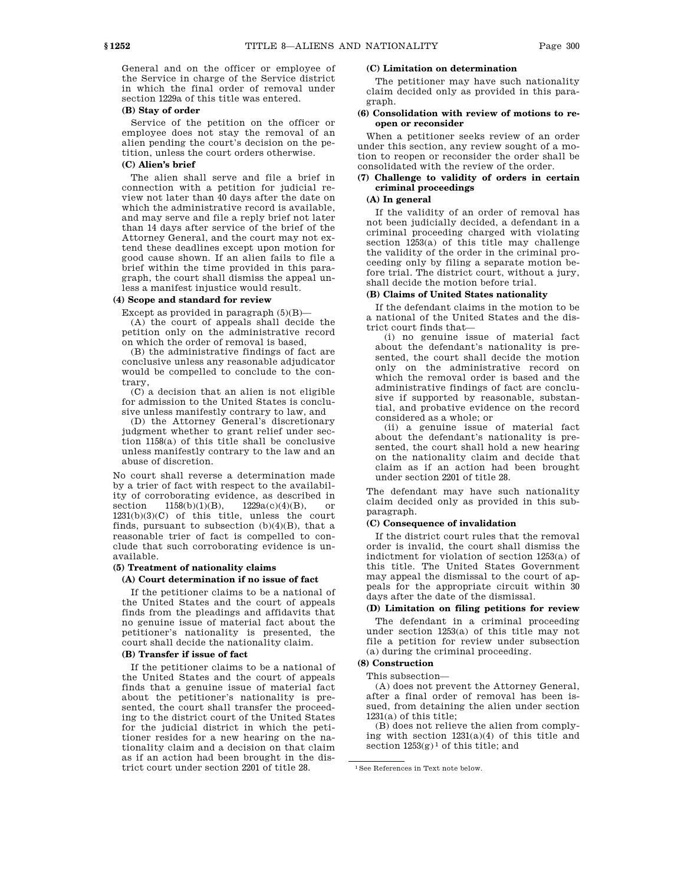General and on the officer or employee of the Service in charge of the Service district in which the final order of removal under section 1229a of this title was entered.

**(B) Stay of order**

Service of the petition on the officer or employee does not stay the removal of an alien pending the court's decision on the petition, unless the court orders otherwise.

**(C) Alien's brief**

The alien shall serve and file a brief in connection with a petition for judicial review not later than 40 days after the date on which the administrative record is available, and may serve and file a reply brief not later than 14 days after service of the brief of the Attorney General, and the court may not extend these deadlines except upon motion for good cause shown. If an alien fails to file a brief within the time provided in this paragraph, the court shall dismiss the appeal unless a manifest injustice would result.

**(4) Scope and standard for review**

Except as provided in paragraph (5)(B)—

(A) the court of appeals shall decide the petition only on the administrative record on which the order of removal is based,

(B) the administrative findings of fact are conclusive unless any reasonable adjudicator would be compelled to conclude to the contrary,

(C) a decision that an alien is not eligible for admission to the United States is conclusive unless manifestly contrary to law, and

(D) the Attorney General's discretionary judgment whether to grant relief under section 1158(a) of this title shall be conclusive unless manifestly contrary to the law and an abuse of discretion.

No court shall reverse a determination made by a trier of fact with respect to the availability of corroborating evidence, as described in section 1158(b)(1)(B), 1229a(c)(4)(B), or 1231(b)(3)(C) of this title, unless the court finds, pursuant to subsection (b)(4)(B), that a reasonable trier of fact is compelled to conclude that such corroborating evidence is unavailable.

**(5) Treatment of nationality claims**

**(A) Court determination if no issue of fact**

If the petitioner claims to be a national of the United States and the court of appeals finds from the pleadings and affidavits that no genuine issue of material fact about the petitioner's nationality is presented, the court shall decide the nationality claim.

**(B) Transfer if issue of fact**

If the petitioner claims to be a national of the United States and the court of appeals finds that a genuine issue of material fact about the petitioner's nationality is presented, the court shall transfer the proceeding to the district court of the United States for the judicial district in which the petitioner resides for a new hearing on the nationality claim and a decision on that claim as if an action had been brought in the district court under section 2201 of title 28.

**(C) Limitation on determination**

The petitioner may have such nationality claim decided only as provided in this paragraph.

**(6) Consolidation with review of motions to reopen or reconsider**

When a petitioner seeks review of an order under this section, any review sought of a motion to reopen or reconsider the order shall be consolidated with the review of the order.

**(7) Challenge to validity of orders in certain criminal proceedings**

**(A) In general**

If the validity of an order of removal has not been judicially decided, a defendant in a criminal proceeding charged with violating section 1253(a) of this title may challenge the validity of the order in the criminal proceeding only by filing a separate motion before trial. The district court, without a jury, shall decide the motion before trial.

**(B) Claims of United States nationality**

If the defendant claims in the motion to be a national of the United States and the district court finds that—

(i) no genuine issue of material fact about the defendant's nationality is presented, the court shall decide the motion only on the administrative record on which the removal order is based and the administrative findings of fact are conclusive if supported by reasonable, substantial, and probative evidence on the record considered as a whole; or

(ii) a genuine issue of material fact about the defendant's nationality is presented, the court shall hold a new hearing on the nationality claim and decide that claim as if an action had been brought under section 2201 of title 28.

The defendant may have such nationality claim decided only as provided in this subparagraph.

**(C) Consequence of invalidation**

If the district court rules that the removal order is invalid, the court shall dismiss the indictment for violation of section 1253(a) of this title. The United States Government may appeal the dismissal to the court of appeals for the appropriate circuit within 30 days after the date of the dismissal.

**(D) Limitation on filing petitions for review**

The defendant in a criminal proceeding under section 1253(a) of this title may not file a petition for review under subsection (a) during the criminal proceeding.

**(8) Construction**

This subsection—

(A) does not prevent the Attorney General, after a final order of removal has been issued, from detaining the alien under section 1231(a) of this title;

(B) does not relieve the alien from complying with section 1231(a)(4) of this title and section 1253(g)[1] of this title; and

[1] See References in Text note below.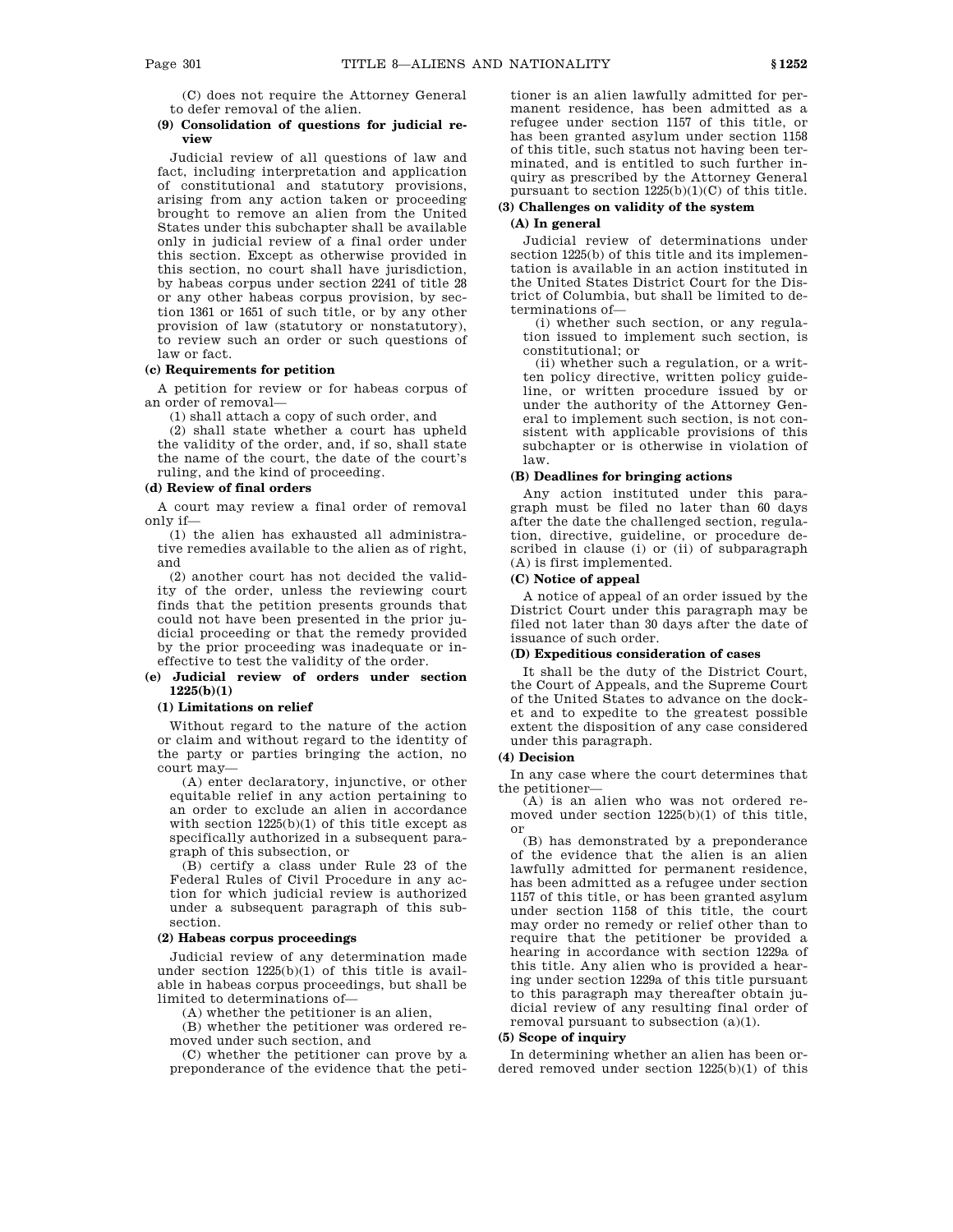(C) does not require the Attorney General to defer removal of the alien.

**(9) Consolidation of questions for judicial review**

Judicial review of all questions of law and fact, including interpretation and application of constitutional and statutory provisions, arising from any action taken or proceeding brought to remove an alien from the United States under this subchapter shall be available only in judicial review of a final order under this section. Except as otherwise provided in this section, no court shall have jurisdiction, by habeas corpus under section 2241 of title 28 or any other habeas corpus provision, by section 1361 or 1651 of such title, or by any other provision of law (statutory or nonstatutory), to review such an order or such questions of law or fact.

**(c) Requirements for petition**

A petition for review or for habeas corpus of an order of removal—

(1) shall attach a copy of such order, and

(2) shall state whether a court has upheld the validity of the order, and, if so, shall state the name of the court, the date of the court's ruling, and the kind of proceeding.

**(d) Review of final orders**

A court may review a final order of removal only if—

(1) the alien has exhausted all administrative remedies available to the alien as of right, and

(2) another court has not decided the validity of the order, unless the reviewing court finds that the petition presents grounds that could not have been presented in the prior judicial proceeding or that the remedy provided by the prior proceeding was inadequate or ineffective to test the validity of the order.

**(e) Judicial review of orders under section 1225(b)(1)**

**(1) Limitations on relief**

Without regard to the nature of the action or claim and without regard to the identity of the party or parties bringing the action, no court may—

(A) enter declaratory, injunctive, or other equitable relief in any action pertaining to an order to exclude an alien in accordance with section 1225(b)(1) of this title except as specifically authorized in a subsequent paragraph of this subsection, or

(B) certify a class under Rule 23 of the Federal Rules of Civil Procedure in any action for which judicial review is authorized under a subsequent paragraph of this subsection.

**(2) Habeas corpus proceedings**

Judicial review of any determination made under section 1225(b)(1) of this title is available in habeas corpus proceedings, but shall be limited to determinations of—

(A) whether the petitioner is an alien,

(B) whether the petitioner was ordered removed under such section, and

(C) whether the petitioner can prove by a preponderance of the evidence that the petitioner is an alien lawfully admitted for permanent residence, has been admitted as a refugee under section 1157 of this title, or has been granted asylum under section 1158 of this title, such status not having been terminated, and is entitled to such further inquiry as prescribed by the Attorney General pursuant to section 1225(b)(1)(C) of this title.

**(3) Challenges on validity of the system**

**(A) In general**

Judicial review of determinations under section 1225(b) of this title and its implementation is available in an action instituted in the United States District Court for the District of Columbia, but shall be limited to determinations of—

(i) whether such section, or any regulation issued to implement such section, is constitutional; or

(ii) whether such a regulation, or a written policy directive, written policy guideline, or written procedure issued by or under the authority of the Attorney General to implement such section, is not consistent with applicable provisions of this subchapter or is otherwise in violation of law.

**(B) Deadlines for bringing actions**

Any action instituted under this paragraph must be filed no later than 60 days after the date the challenged section, regulation, directive, guideline, or procedure described in clause (i) or (ii) of subparagraph (A) is first implemented.

**(C) Notice of appeal**

A notice of appeal of an order issued by the District Court under this paragraph may be filed not later than 30 days after the date of issuance of such order.

**(D) Expeditious consideration of cases**

It shall be the duty of the District Court, the Court of Appeals, and the Supreme Court of the United States to advance on the docket and to expedite to the greatest possible extent the disposition of any case considered under this paragraph.

**(4) Decision**

In any case where the court determines that the petitioner—

(A) is an alien who was not ordered removed under section 1225(b)(1) of this title, or

(B) has demonstrated by a preponderance of the evidence that the alien is an alien lawfully admitted for permanent residence, has been admitted as a refugee under section 1157 of this title, or has been granted asylum under section 1158 of this title, the court may order no remedy or relief other than to require that the petitioner be provided a hearing in accordance with section 1229a of this title. Any alien who is provided a hearing under section 1229a of this title pursuant to this paragraph may thereafter obtain judicial review of any resulting final order of removal pursuant to subsection (a)(1).

**(5) Scope of inquiry**

In determining whether an alien has been ordered removed under section 1225(b)(1) of this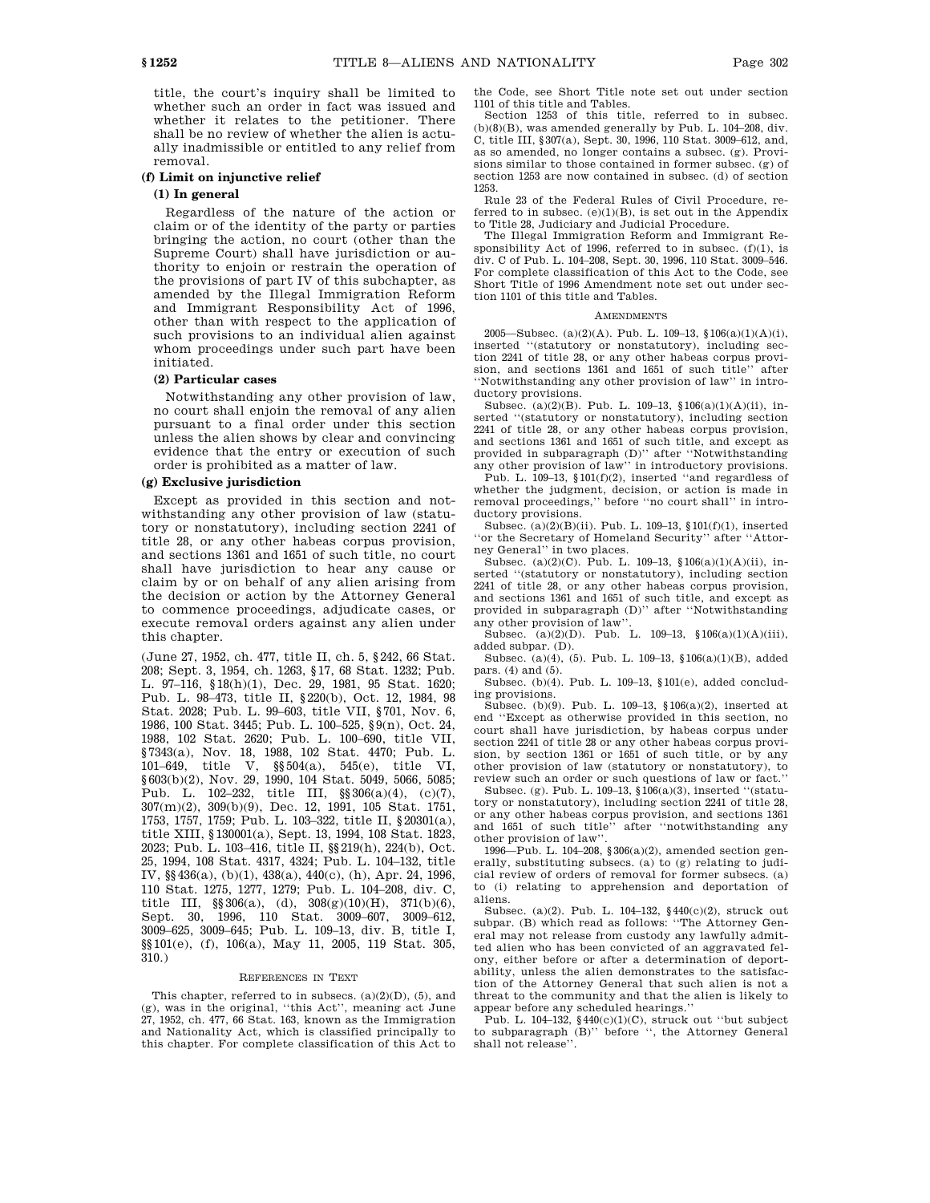title, the court's inquiry shall be limited to whether such an order in fact was issued and whether it relates to the petitioner. There shall be no review of whether the alien is actually inadmissible or entitled to any relief from removal.

**(f) Limit on injunctive relief**

**(1) In general**

Regardless of the nature of the action or claim or of the identity of the party or parties bringing the action, no court (other than the Supreme Court) shall have jurisdiction or authority to enjoin or restrain the operation of the provisions of part IV of this subchapter, as amended by the Illegal Immigration Reform and Immigrant Responsibility Act of 1996, other than with respect to the application of such provisions to an individual alien against whom proceedings under such part have been initiated.

**(2) Particular cases**

Notwithstanding any other provision of law, no court shall enjoin the removal of any alien pursuant to a final order under this section unless the alien shows by clear and convincing evidence that the entry or execution of such order is prohibited as a matter of law.

**(g) Exclusive jurisdiction**

Except as provided in this section and notwithstanding any other provision of law (statutory or nonstatutory), including section 2241 of title 28, or any other habeas corpus provision, and sections 1361 and 1651 of such title, no court shall have jurisdiction to hear any cause or claim by or on behalf of any alien arising from the decision or action by the Attorney General to commence proceedings, adjudicate cases, or execute removal orders against any alien under this chapter.

(June 27, 1952, ch. 477, title II, ch. 5, §242, 66 Stat. 208; Sept. 3, 1954, ch. 1263, §17, 68 Stat. 1232; Pub. L. 97–116, §18(h)(1), Dec. 29, 1981, 95 Stat. 1620; Pub. L. 98–473, title II, §220(b), Oct. 12, 1984, 98 Stat. 2028; Pub. L. 99–603, title VII, §701, Nov. 6, 1986, 100 Stat. 3445; Pub. L. 100–525, §9(n), Oct. 24, 1988, 102 Stat. 2620; Pub. L. 100–690, title VII, §7343(a), Nov. 18, 1988, 102 Stat. 4470; Pub. L. 101–649, title V, §§504(a), 545(e), title VI, §603(b)(2), Nov. 29, 1990, 104 Stat. 5049, 5066, 5085; Pub. L. 102–232, title III, §§306(a)(4), (c)(7), 307(m)(2), 309(b)(9), Dec. 12, 1991, 105 Stat. 1751, 1753, 1757, 1759; Pub. L. 103–322, title II, §20301(a), title XIII, §130001(a), Sept. 13, 1994, 108 Stat. 1823, 2023; Pub. L. 103–416, title II, §§219(h), 224(b), Oct. 25, 1994, 108 Stat. 4317, 4324; Pub. L. 104–132, title IV, §§436(a), (b)(1), 438(a), 440(c), (h), Apr. 24, 1996, 110 Stat. 1275, 1277, 1279; Pub. L. 104–208, div. C, title III, §§306(a), (d), 308(g)(10)(H), 371(b)(6), Sept. 30, 1996, 110 Stat. 3009–607, 3009–612, 3009–625, 3009–645; Pub. L. 109–13, div. B, title I, §§101(e), (f), 106(a), May 11, 2005, 119 Stat. 305, 310.)

REFERENCES IN TEXT

This chapter, referred to in subsecs. (a)(2)(D), (5), and (g), was in the original, "this Act", meaning act June 27, 1952, ch. 477, 66 Stat. 163, known as the Immigration and Nationality Act, which is classified principally to this chapter. For complete classification of this Act to the Code, see Short Title note set out under section 1101 of this title and Tables.

Section 1253 of this title, referred to in subsec. (b)(8)(B), was amended generally by Pub. L. 104–208, div. C, title III, §307(a), Sept. 30, 1996, 110 Stat. 3009–612, and, as so amended, no longer contains a subsec. (g). Provisions similar to those contained in former subsec. (g) of section 1253 are now contained in subsec. (d) of section 1253.

Rule 23 of the Federal Rules of Civil Procedure, referred to in subsec. (e)(1)(B), is set out in the Appendix to Title 28, Judiciary and Judicial Procedure.

The Illegal Immigration Reform and Immigrant Responsibility Act of 1996, referred to in subsec. (f)(1), is div. C of Pub. L. 104–208, Sept. 30, 1996, 110 Stat. 3009–546. For complete classification of this Act to the Code, see Short Title of 1996 Amendment note set out under section 1101 of this title and Tables.

AMENDMENTS

2005—Subsec. (a)(2)(A). Pub. L. 109–13, §106(a)(1)(A)(i), inserted "(statutory or nonstatutory), including section 2241 of title 28, or any other habeas corpus provision, and sections 1361 and 1651 of such title" after "Notwithstanding any other provision of law" in introductory provisions.

Subsec. (a)(2)(B). Pub. L. 109–13, §106(a)(1)(A)(ii), inserted "(statutory or nonstatutory), including section 2241 of title 28, or any other habeas corpus provision, and sections 1361 and 1651 of such title, and except as provided in subparagraph (D)" after "Notwithstanding any other provision of law" in introductory provisions.

Pub. L. 109–13, §101(f)(2), inserted "and regardless of whether the judgment, decision, or action is made in removal proceedings," before "no court shall" in introductory provisions.

Subsec. (a)(2)(B)(ii). Pub. L. 109–13, §101(f)(1), inserted "or the Secretary of Homeland Security" after "Attorney General" in two places.

Subsec. (a)(2)(C). Pub. L. 109–13, §106(a)(1)(A)(ii), inserted "(statutory or nonstatutory), including section 2241 of title 28, or any other habeas corpus provision, and sections 1361 and 1651 of such title, and except as provided in subparagraph (D)" after "Notwithstanding any other provision of law".

Subsec. (a)(2)(D). Pub. L. 109–13, §106(a)(1)(A)(iii), added subpar. (D).

Subsec. (a)(4), (5). Pub. L. 109–13, §106(a)(1)(B), added pars. (4) and (5).

Subsec. (b)(4). Pub. L. 109–13, §101(e), added concluding provisions.

Subsec. (b)(9). Pub. L. 109–13, §106(a)(2), inserted at end "Except as otherwise provided in this section, no court shall have jurisdiction, by habeas corpus under section 2241 of title 28 or any other habeas corpus provision, by section 1361 or 1651 of such title, or by any other provision of law (statutory or nonstatutory), to review such an order or such questions of law or fact."

Subsec. (g). Pub. L. 109–13, §106(a)(3), inserted "(statutory or nonstatutory), including section 2241 of title 28, or any other habeas corpus provision, and sections 1361 and 1651 of such title" after "notwithstanding any other provision of law".

1996—Pub. L. 104–208, §306(a)(2), amended section generally, substituting subsecs. (a) to (g) relating to judicial review of orders of removal for former subsecs. (a) to (i) relating to apprehension and deportation of aliens.

Subsec. (a)(2). Pub. L. 104–132, §440(c)(2), struck out subpar. (B) which read as follows: "The Attorney General may not release from custody any lawfully admitted alien who has been convicted of an aggravated felony, either before or after a determination of deportability, unless the alien demonstrates to the satisfaction of the Attorney General that such alien is not a threat to the community and that the alien is likely to appear before any scheduled hearings."

Pub. L. 104–132, §440(c)(1)(C), struck out "but subject to subparagraph (B)" before ", the Attorney General shall not release".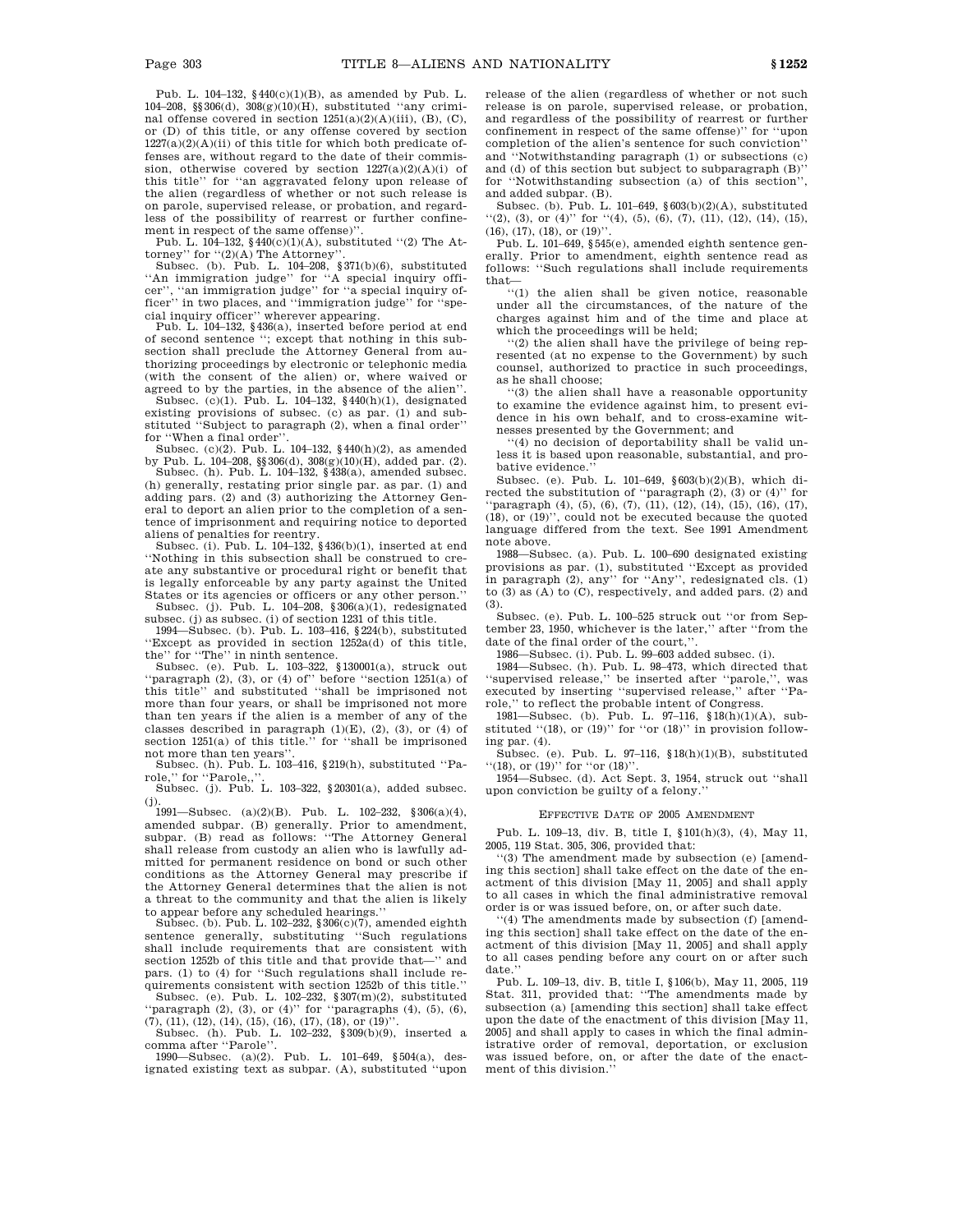Pub. L. 104–132, §440(c)(1)(B), as amended by Pub. L. 104–208, §§306(d), 308(g)(10)(H), substituted "any criminal offense covered in section 1251(a)(2)(A)(iii), (B), (C), or (D) of this title, or any offense covered by section 1227(a)(2)(A)(ii) of this title for which both predicate offenses are, without regard to the date of their commission, otherwise covered by section 1227(a)(2)(A)(i) of this title" for "an aggravated felony upon release of the alien (regardless of whether or not such release is on parole, supervised release, or probation, and regardless of the possibility of rearrest or further confinement in respect of the same offense)".

Pub. L. 104–132, §440(c)(1)(A), substituted "(2) The Attorney" for "(2)(A) The Attorney".

Subsec. (b). Pub. L. 104–208, §371(b)(6), substituted "An immigration judge" for "A special inquiry officer", "an immigration judge" for "a special inquiry officer" in two places, and "immigration judge" for "special inquiry officer" wherever appearing.

Pub. L. 104–132, §436(a), inserted before period at end of second sentence "; except that nothing in this subsection shall preclude the Attorney General from authorizing proceedings by electronic or telephonic media (with the consent of the alien) or, where waived or agreed to by the parties, in the absence of the alien".

Subsec. (c)(1). Pub. L. 104–132, §440(h)(1), designated existing provisions of subsec. (c) as par. (1) and substituted "Subject to paragraph (2), when a final order" for "When a final order".

Subsec. (c)(2). Pub. L. 104–132, §440(h)(2), as amended by Pub. L. 104–208, §§306(d), 308(g)(10)(H), added par. (2).

Subsec. (h). Pub. L. 104–132, §438(a), amended subsec. (h) generally, restating prior single par. as par. (1) and adding pars. (2) and (3) authorizing the Attorney General to deport an alien prior to the completion of a sentence of imprisonment and requiring notice to deported aliens of penalties for reentry.

Subsec. (i). Pub. L. 104–132, §436(b)(1), inserted at end "Nothing in this subsection shall be construed to create any substantive or procedural right or benefit that is legally enforceable by any party against the United States or its agencies or officers or any other person."

Subsec. (j). Pub. L. 104–208, §306(a)(1), redesignated subsec. (j) as subsec. (i) of section 1231 of this title.

1994—Subsec. (b). Pub. L. 103–416, §224(b), substituted "Except as provided in section 1252a(d) of this title, the" for "The" in ninth sentence.

Subsec. (e). Pub. L. 103–322, §130001(a), struck out "paragraph (2), (3), or (4) of" before "section 1251(a) of this title" and substituted "shall be imprisoned not more than four years, or shall be imprisoned not more than ten years if the alien is a member of any of the classes described in paragraph (1)(E), (2), (3), or (4) of section 1251(a) of this title." for "shall be imprisoned not more than ten years".

Subsec. (h). Pub. L. 103–416, §219(h), substituted "Parole," for "Parole,,".

Subsec. (j). Pub. L. 103–322, §20301(a), added subsec. (j).

1991—Subsec. (a)(2)(B). Pub. L. 102–232, §306(a)(4), amended subpar. (B) generally. Prior to amendment, subpar. (B) read as follows: "The Attorney General shall release from custody an alien who is lawfully admitted for permanent residence on bond or such other conditions as the Attorney General may prescribe if the Attorney General determines that the alien is not a threat to the community and that the alien is likely to appear before any scheduled hearings."

Subsec. (b). Pub. L. 102–232, §306(c)(7), amended eighth sentence generally, substituting "Such regulations shall include requirements that are consistent with section 1252b of this title and that provide that—" and pars. (1) to (4) for "Such regulations shall include requirements consistent with section 1252b of this title."

Subsec. (e). Pub. L. 102–232, §307(m)(2), substituted "paragraph (2), (3), or (4)" for "paragraphs (4), (5), (6), (7), (11), (12), (14), (15), (16), (17), (18), or (19)".

Subsec. (h). Pub. L. 102–232, §309(b)(9), inserted a comma after "Parole".

1990—Subsec. (a)(2). Pub. L. 101–649, §504(a), designated existing text as subpar. (A), substituted "upon release of the alien (regardless of whether or not such release is on parole, supervised release, or probation, and regardless of the possibility of rearrest or further confinement in respect of the same offense)" for "upon completion of the alien's sentence for such conviction" and "Notwithstanding paragraph (1) or subsections (c) and (d) of this section but subject to subparagraph (B)" for "Notwithstanding subsection (a) of this section", and added subpar. (B).

Subsec. (b). Pub. L. 101–649, §603(b)(2)(A), substituted "(2), (3), or (4)" for "(4), (5), (6), (7), (11), (12), (14), (15), (16), (17), (18), or (19)".

Pub. L. 101–649, §545(e), amended eighth sentence generally. Prior to amendment, eighth sentence read as follows: "Such regulations shall include requirements that—

"(1) the alien shall be given notice, reasonable under all the circumstances, of the nature of the charges against him and of the time and place at which the proceedings will be held;

"(2) the alien shall have the privilege of being represented (at no expense to the Government) by such counsel, authorized to practice in such proceedings, as he shall choose;

"(3) the alien shall have a reasonable opportunity to examine the evidence against him, to present evidence in his own behalf, and to cross-examine witnesses presented by the Government; and

"(4) no decision of deportability shall be valid unless it is based upon reasonable, substantial, and probative evidence."

Subsec. (e). Pub. L. 101–649, §603(b)(2)(B), which directed the substitution of "paragraph (2), (3) or (4)" for "paragraph (4), (5), (6), (7), (11), (12), (14), (15), (16), (17), (18), or (19)", could not be executed because the quoted language differed from the text. See 1991 Amendment note above.

1988—Subsec. (a). Pub. L. 100–690 designated existing provisions as par. (1), substituted "Except as provided in paragraph (2), any" for "Any", redesignated cls. (1) to (3) as (A) to (C), respectively, and added pars. (2) and (3).

Subsec. (e). Pub. L. 100–525 struck out "or from September 23, 1950, whichever is the later," after "from the date of the final order of the court,".

1986—Subsec. (i). Pub. L. 99–603 added subsec. (i).

1984—Subsec. (h). Pub. L. 98–473, which directed that "supervised release," be inserted after "parole,", was executed by inserting "supervised release," after "Parole," to reflect the probable intent of Congress.

1981—Subsec. (b). Pub. L. 97–116, §18(h)(1)(A), substituted "(18), or (19)" for "or (18)" in provision following par. (4).

Subsec. (e). Pub. L. 97–116, §18(h)(1)(B), substituted "(18), or (19)" for "or (18)".

1954—Subsec. (d). Act Sept. 3, 1954, struck out "shall upon conviction be guilty of a felony."

## Effective Date of 2005 Amendment

Pub. L. 109–13, div. B, title I, §101(h)(3), (4), May 11, 2005, 119 Stat. 305, 306, provided that:

"(3) The amendment made by subsection (e) [amending this section] shall take effect on the date of the enactment of this division [May 11, 2005] and shall apply to all cases in which the final administrative removal order is or was issued before, on, or after such date.

"(4) The amendments made by subsection (f) [amending this section] shall take effect on the date of the enactment of this division [May 11, 2005] and shall apply to all cases pending before any court on or after such date."

Pub. L. 109–13, div. B, title I, §106(b), May 11, 2005, 119 Stat. 311, provided that: "The amendments made by subsection (a) [amending this section] shall take effect upon the date of the enactment of this division [May 11, 2005] and shall apply to cases in which the final administrative order of removal, deportation, or exclusion was issued before, on, or after the date of the enactment of this division."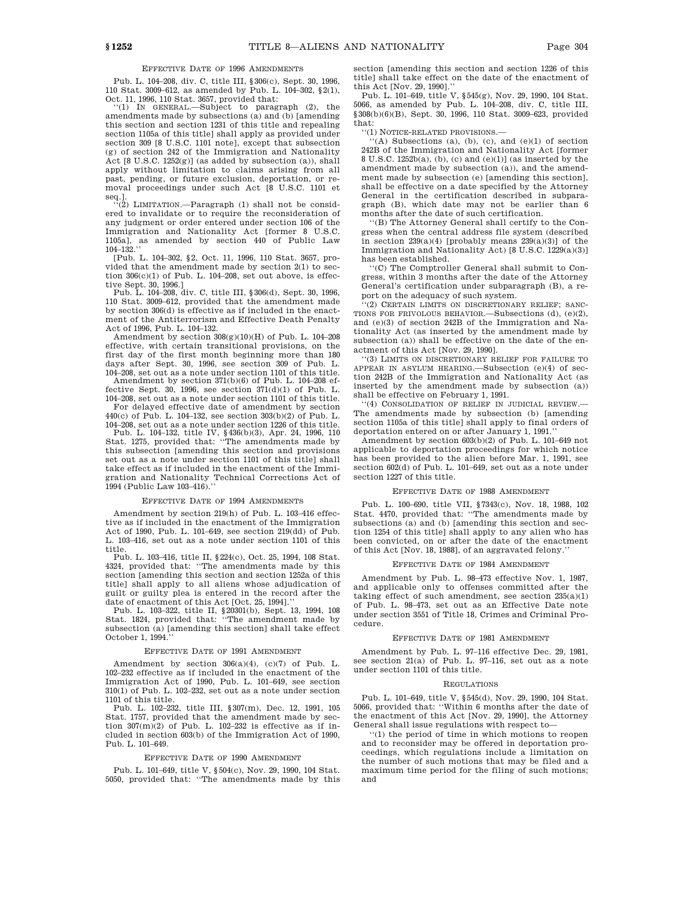#### EFFECTIVE DATE OF 1996 AMENDMENTS

Pub. L. 104–208, div. C, title III, §306(c), Sept. 30, 1996, 110 Stat. 3009–612, as amended by Pub. L. 104–302, §2(1), Oct. 11, 1996, 110 Stat. 3657, provided that:

''(1) IN GENERAL.—Subject to paragraph (2), the amendments made by subsections (a) and (b) [amending this section and section 1231 of this title and repealing section 1105a of this title] shall apply as provided under section 309 [8 U.S.C. 1101 note], except that subsection (g) of section 242 of the Immigration and Nationality Act [8 U.S.C. 1252(g)] (as added by subsection (a)), shall apply without limitation to claims arising from all past, pending, or future exclusion, deportation, or removal proceedings under such Act [8 U.S.C. 1101 et seq.].

''(2) LIMITATION.—Paragraph (1) shall not be considered to invalidate or to require the reconsideration of any judgment or order entered under section 106 of the Immigration and Nationality Act [former 8 U.S.C. 1105a], as amended by section 440 of Public Law 104–132.''

[Pub. L. 104–302, §2, Oct. 11, 1996, 110 Stat. 3657, provided that the amendment made by section 2(1) to section 306(c)(1) of Pub. L. 104–208, set out above, is effective Sept. 30, 1996.]

Pub. L. 104–208, div. C, title III, §306(d), Sept. 30, 1996, 110 Stat. 3009–612, provided that the amendment made by section 306(d) is effective as if included in the enactment of the Antiterrorism and Effective Death Penalty Act of 1996, Pub. L. 104–132.

Amendment by section 308(g)(10)(H) of Pub. L. 104–208 effective, with certain transitional provisions, on the first day of the first month beginning more than 180 days after Sept. 30, 1996, see section 309 of Pub. L. 104–208, set out as a note under section 1101 of this title.

Amendment by section 371(b)(6) of Pub. L. 104–208 effective Sept. 30, 1996, see section 371(d)(1) of Pub. L. 104–208, set out as a note under section 1101 of this title.

For delayed effective date of amendment by section 440(c) of Pub. L. 104–132, see section 303(b)(2) of Pub. L. 104–208, set out as a note under section 1226 of this title.

Pub. L. 104–132, title IV, §436(b)(3), Apr. 24, 1996, 110 Stat. 1275, provided that: ''The amendments made by this subsection [amending this section and provisions set out as a note under section 1101 of this title] shall take effect as if included in the enactment of the Immigration and Nationality Technical Corrections Act of 1994 (Public Law 103–416).''

#### EFFECTIVE DATE OF 1994 AMENDMENTS

Amendment by section 219(h) of Pub. L. 103–416 effective as if included in the enactment of the Immigration Act of 1990, Pub. L. 101–649, see section 219(dd) of Pub. L. 103–416, set out as a note under section 1101 of this title.

Pub. L. 103–416, title II, §224(c), Oct. 25, 1994, 108 Stat. 4324, provided that: ''The amendments made by this section [amending this section and section 1252a of this title] shall apply to all aliens whose adjudication of guilt or guilty plea is entered in the record after the date of enactment of this Act [Oct. 25, 1994].''

Pub. L. 103–322, title II, §20301(b), Sept. 13, 1994, 108 Stat. 1824, provided that: ''The amendment made by subsection (a) [amending this section] shall take effect October 1, 1994.''

#### EFFECTIVE DATE OF 1991 AMENDMENT

Amendment by section 306(a)(4), (c)(7) of Pub. L. 102–232 effective as if included in the enactment of the Immigration Act of 1990, Pub. L. 101–649, see section 310(1) of Pub. L. 102–232, set out as a note under section 1101 of this title.

Pub. L. 102–232, title III, §307(m), Dec. 12, 1991, 105 Stat. 1757, provided that the amendment made by section 307(m)(2) of Pub. L. 102–232 is effective as if included in section 603(b) of the Immigration Act of 1990, Pub. L. 101–649.

#### EFFECTIVE DATE OF 1990 AMENDMENT

Pub. L. 101–649, title V, §504(c), Nov. 29, 1990, 104 Stat. 5050, provided that: ''The amendments made by this section [amending this section and section 1226 of this title] shall take effect on the date of the enactment of this Act [Nov. 29, 1990].''

Pub. L. 101–649, title V, §545(g), Nov. 29, 1990, 104 Stat. 5066, as amended by Pub. L. 104–208, div. C, title III, §308(b)(6)(B), Sept. 30, 1996, 110 Stat. 3009–623, provided that:

''(1) NOTICE-RELATED PROVISIONS.—

''(A) Subsections (a), (b), (c), and (e)(1) of section 242B of the Immigration and Nationality Act [former 8 U.S.C. 1252b(a), (b), (c) and (e)(1)] (as inserted by the amendment made by subsection (a)), and the amendment made by subsection (e) [amending this section], shall be effective on a date specified by the Attorney General in the certification described in subparagraph (B), which date may not be earlier than 6 months after the date of such certification.

''(B) The Attorney General shall certify to the Congress when the central address file system (described in section 239(a)(4) [probably means 239(a)(3)] of the Immigration and Nationality Act) [8 U.S.C. 1229(a)(3)] has been established.

''(C) The Comptroller General shall submit to Congress, within 3 months after the date of the Attorney General's certification under subparagraph (B), a report on the adequacy of such system.

''(2) CERTAIN LIMITS ON DISCRETIONARY RELIEF; SANCTIONS FOR FRIVOLOUS BEHAVIOR.—Subsections (d), (e)(2), and (e)(3) of section 242B of the Immigration and Nationality Act (as inserted by the amendment made by subsection (a)) shall be effective on the date of the enactment of this Act [Nov. 29, 1990].

''(3) LIMITS ON DISCRETIONARY RELIEF FOR FAILURE TO APPEAR IN ASYLUM HEARING.—Subsection (e)(4) of section 242B of the Immigration and Nationality Act (as inserted by the amendment made by subsection (a)) shall be effective on February 1, 1991.

''(4) CONSOLIDATION OF RELIEF IN JUDICIAL REVIEW.—The amendments made by subsection (b) [amending section 1105a of this title] shall apply to final orders of deportation entered on or after January 1, 1991.''

Amendment by section 603(b)(2) of Pub. L. 101–649 not applicable to deportation proceedings for which notice has been provided to the alien before Mar. 1, 1991, see section 602(d) of Pub. L. 101–649, set out as a note under section 1227 of this title.

#### EFFECTIVE DATE OF 1988 AMENDMENT

Pub. L. 100–690, title VII, §7343(c), Nov. 18, 1988, 102 Stat. 4470, provided that: ''The amendments made by subsections (a) and (b) [amending this section and section 1254 of this title] shall apply to any alien who has been convicted, on or after the date of the enactment of this Act [Nov. 18, 1988], of an aggravated felony.''

#### EFFECTIVE DATE OF 1984 AMENDMENT

Amendment by Pub. L. 98–473 effective Nov. 1, 1987, and applicable only to offenses committed after the taking effect of such amendment, see section 235(a)(1) of Pub. L. 98–473, set out as an Effective Date note under section 3551 of Title 18, Crimes and Criminal Procedure.

#### EFFECTIVE DATE OF 1981 AMENDMENT

Amendment by Pub. L. 97–116 effective Dec. 29, 1981, see section 21(a) of Pub. L. 97–116, set out as a note under section 1101 of this title.

#### REGULATIONS

Pub. L. 101–649, title V, §545(d), Nov. 29, 1990, 104 Stat. 5066, provided that: ''Within 6 months after the date of the enactment of this Act [Nov. 29, 1990], the Attorney General shall issue regulations with respect to—

''(1) the period of time in which motions to reopen and to reconsider may be offered in deportation proceedings, which regulations include a limitation on the number of such motions that may be filed and a maximum time period for the filing of such motions; and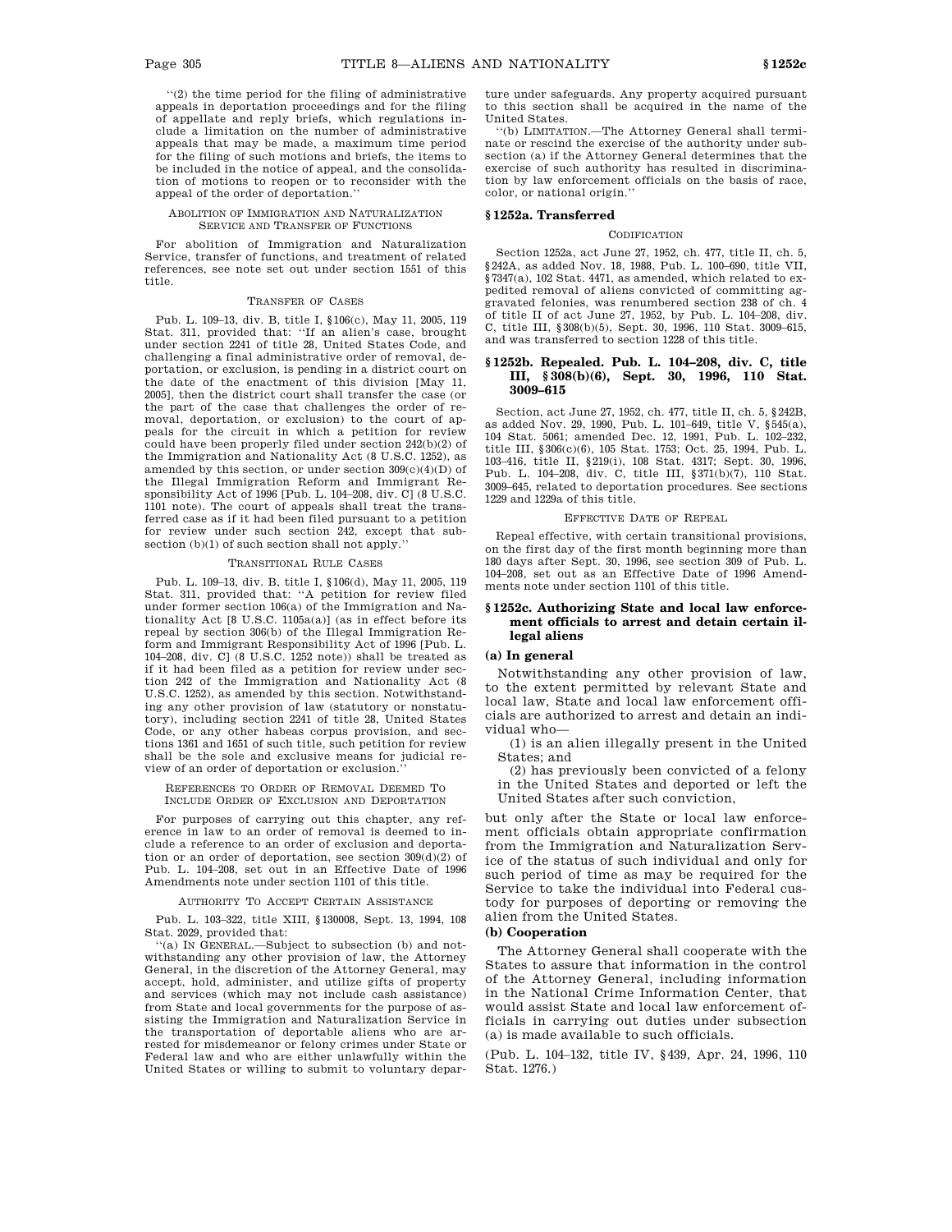"(2) the time period for the filing of administrative appeals in deportation proceedings and for the filing of appellate and reply briefs, which regulations include a limitation on the number of administrative appeals that may be made, a maximum time period for the filing of such motions and briefs, the items to be included in the notice of appeal, and the consolidation of motions to reopen or to reconsider with the appeal of the order of deportation."

ABOLITION OF IMMIGRATION AND NATURALIZATION SERVICE AND TRANSFER OF FUNCTIONS

For abolition of Immigration and Naturalization Service, transfer of functions, and treatment of related references, see note set out under section 1551 of this title.

TRANSFER OF CASES

Pub. L. 109–13, div. B, title I, §106(c), May 11, 2005, 119 Stat. 311, provided that: "If an alien's case, brought under section 2241 of title 28, United States Code, and challenging a final administrative order of removal, deportation, or exclusion, is pending in a district court on the date of the enactment of this division [May 11, 2005], then the district court shall transfer the case (or the part of the case that challenges the order of removal, deportation, or exclusion) to the court of appeals for the circuit in which a petition for review could have been properly filed under section 242(b)(2) of the Immigration and Nationality Act (8 U.S.C. 1252), as amended by this section, or under section 309(c)(4)(D) of the Illegal Immigration Reform and Immigrant Responsibility Act of 1996 [Pub. L. 104–208, div. C] (8 U.S.C. 1101 note). The court of appeals shall treat the transferred case as if it had been filed pursuant to a petition for review under such section 242, except that subsection (b)(1) of such section shall not apply."

TRANSITIONAL RULE CASES

Pub. L. 109–13, div. B, title I, §106(d), May 11, 2005, 119 Stat. 311, provided that: "A petition for review filed under former section 106(a) of the Immigration and Nationality Act [8 U.S.C. 1105a(a)] (as in effect before its repeal by section 306(b) of the Illegal Immigration Reform and Immigrant Responsibility Act of 1996 [Pub. L. 104–208, div. C] (8 U.S.C. 1252 note)) shall be treated as if it had been filed as a petition for review under section 242 of the Immigration and Nationality Act (8 U.S.C. 1252), as amended by this section. Notwithstanding any other provision of law (statutory or nonstatutory), including section 2241 of title 28, United States Code, or any other habeas corpus provision, and sections 1361 and 1651 of such title, such petition for review shall be the sole and exclusive means for judicial review of an order of deportation or exclusion."

REFERENCES TO ORDER OF REMOVAL DEEMED TO INCLUDE ORDER OF EXCLUSION AND DEPORTATION

For purposes of carrying out this chapter, any reference in law to an order of removal is deemed to include a reference to an order of exclusion and deportation or an order of deportation, see section 309(d)(2) of Pub. L. 104–208, set out in an Effective Date of 1996 Amendments note under section 1101 of this title.

AUTHORITY TO ACCEPT CERTAIN ASSISTANCE

Pub. L. 103–322, title XIII, §130008, Sept. 13, 1994, 108 Stat. 2029, provided that:

"(a) IN GENERAL.—Subject to subsection (b) and notwithstanding any other provision of law, the Attorney General, in the discretion of the Attorney General, may accept, hold, administer, and utilize gifts of property and services (which may not include cash assistance) from State and local governments for the purpose of assisting the Immigration and Naturalization Service in the transportation of deportable aliens who are arrested for misdemeanor or felony crimes under State or Federal law and who are either unlawfully within the United States or willing to submit to voluntary departure under safeguards. Any property acquired pursuant to this section shall be acquired in the name of the United States.

"(b) LIMITATION.—The Attorney General shall terminate or rescind the exercise of the authority under subsection (a) if the Attorney General determines that the exercise of such authority has resulted in discrimination by law enforcement officials on the basis of race, color, or national origin."

## §1252a. Transferred

CODIFICATION

Section 1252a, act June 27, 1952, ch. 477, title II, ch. 5, §242A, as added Nov. 18, 1988, Pub. L. 100–690, title VII, §7347(a), 102 Stat. 4471, as amended, which related to expedited removal of aliens convicted of committing aggravated felonies, was renumbered section 238 of ch. 4 of title II of act June 27, 1952, by Pub. L. 104–208, div. C, title III, §308(b)(5), Sept. 30, 1996, 110 Stat. 3009–615, and was transferred to section 1228 of this title.

## §1252b. Repealed. Pub. L. 104–208, div. C, title III, §308(b)(6), Sept. 30, 1996, 110 Stat. 3009–615

Section, act June 27, 1952, ch. 477, title II, ch. 5, §242B, as added Nov. 29, 1990, Pub. L. 101–649, title V, §545(a), 104 Stat. 5061; amended Dec. 12, 1991, Pub. L. 102–232, title III, §306(c)(6), 105 Stat. 1753; Oct. 25, 1994, Pub. L. 103–416, title II, §219(i), 108 Stat. 4317; Sept. 30, 1996, Pub. L. 104–208, div. C, title III, §371(b)(7), 110 Stat. 3009–645, related to deportation procedures. See sections 1229 and 1229a of this title.

EFFECTIVE DATE OF REPEAL

Repeal effective, with certain transitional provisions, on the first day of the first month beginning more than 180 days after Sept. 30, 1996, see section 309 of Pub. L. 104–208, set out as an Effective Date of 1996 Amendments note under section 1101 of this title.

## §1252c. Authorizing State and local law enforcement officials to arrest and detain certain illegal aliens

### (a) In general

Notwithstanding any other provision of law, to the extent permitted by relevant State and local law, State and local law enforcement officials are authorized to arrest and detain an individual who—

(1) is an alien illegally present in the United States; and

(2) has previously been convicted of a felony in the United States and deported or left the United States after such conviction,

but only after the State or local law enforcement officials obtain appropriate confirmation from the Immigration and Naturalization Service of the status of such individual and only for such period of time as may be required for the Service to take the individual into Federal custody for purposes of deporting or removing the alien from the United States.

### (b) Cooperation

The Attorney General shall cooperate with the States to assure that information in the control of the Attorney General, including information in the National Crime Information Center, that would assist State and local law enforcement officials in carrying out duties under subsection (a) is made available to such officials.

(Pub. L. 104–132, title IV, §439, Apr. 24, 1996, 110 Stat. 1276.)